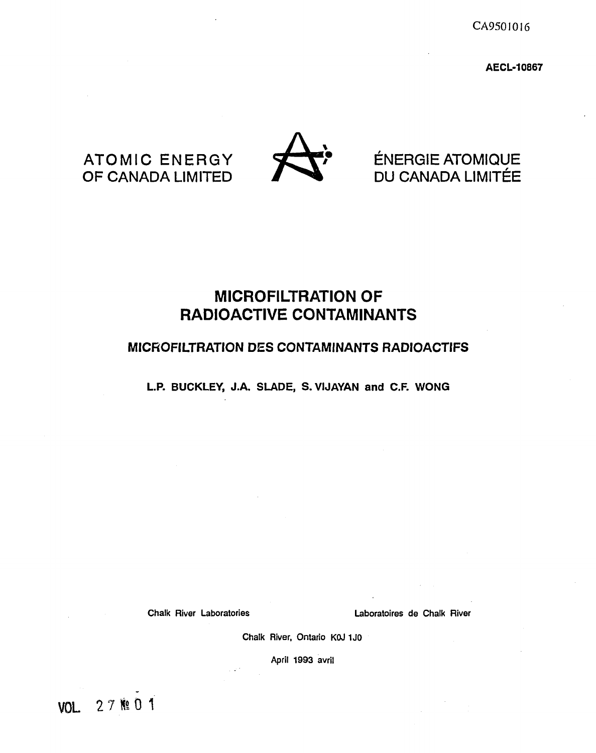CA9501016

**AECL-10867**

ATOMIC ENERGY
OF CANADA LIMITED

ÉNERGIE ATOMIQUE
DU CANADA LIMITÉE

# MICROFILTRATION OF RADIOACTIVE CONTAMINANTS

## MICROFILTRATION DES CONTAMINANTS RADIOACTIFS

**L.P. BUCKLEY, J.A. SLADE, S. VIJAYAN and C.F. WONG**

Chalk River Laboratories — Laboratoires de Chalk River

Chalk River, Ontario K0J 1J0

April 1993 avril

VOL. 27 № 01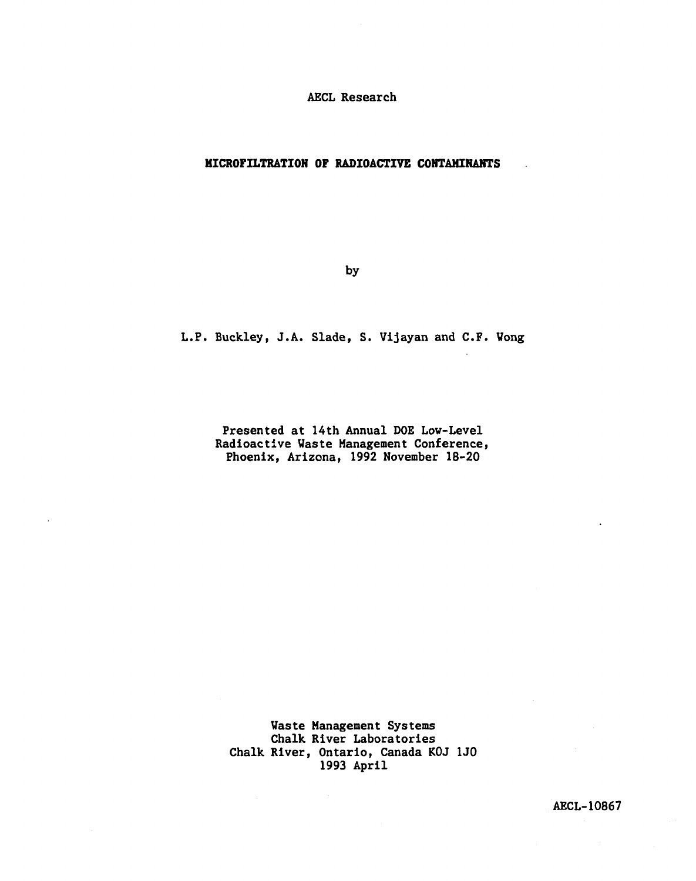AECL Research

# MICROFILTRATION OF RADIOACTIVE CONTAMINANTS

by

L.P. Buckley, J.A. Slade, S. Vijayan and C.F. Wong

Presented at 14th Annual DOE Low-Level Radioactive Waste Management Conference, Phoenix, Arizona, 1992 November 18-20

Waste Management Systems
Chalk River Laboratories
Chalk River, Ontario, Canada K0J 1J0
1993 April

AECL-10867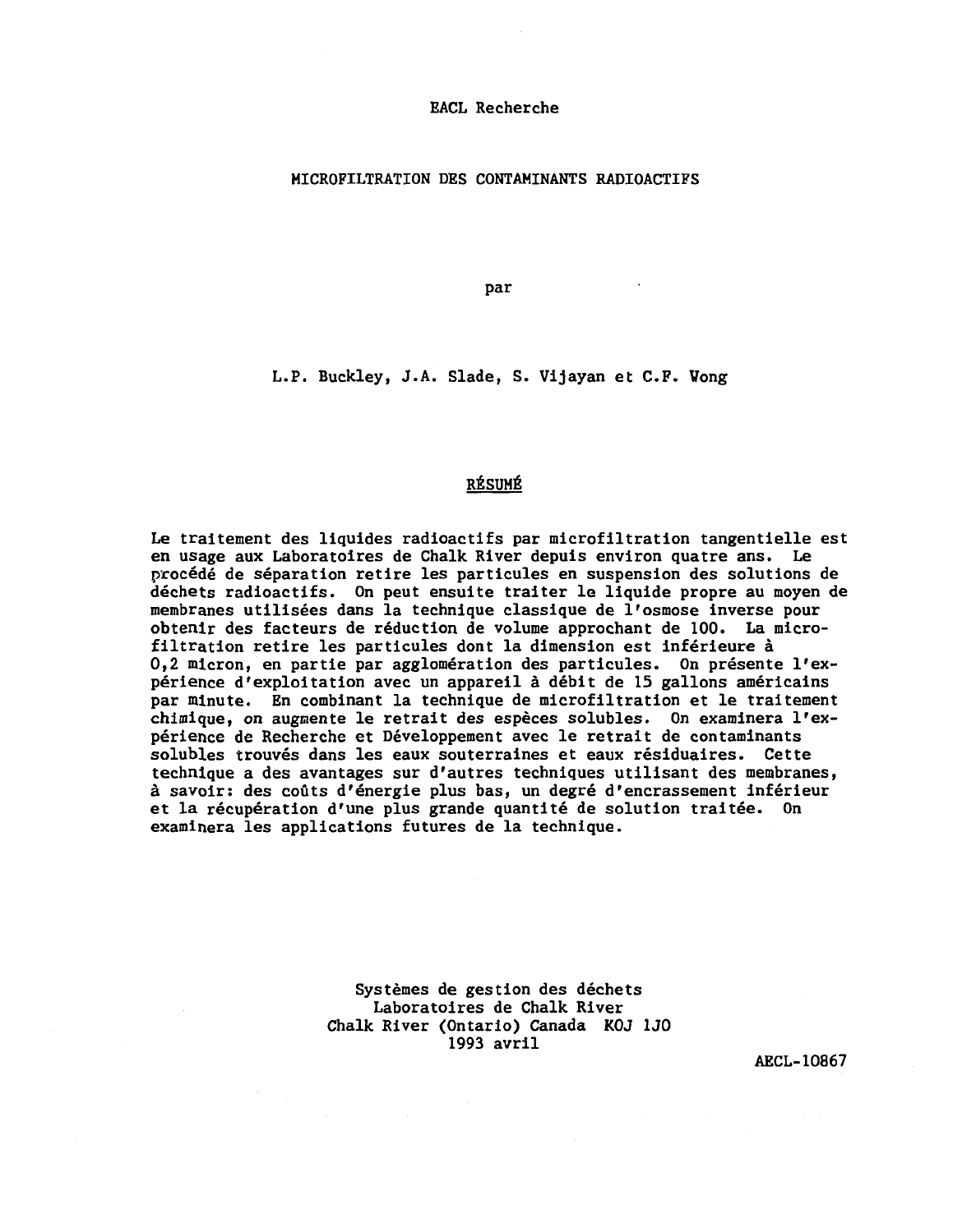EACL Recherche

# MICROFILTRATION DES CONTAMINANTS RADIOACTIFS

par

L.P. Buckley, J.A. Slade, S. Vijayan et C.F. Vong

## RÉSUMÉ

Le traitement des liquides radioactifs par microfiltration tangentielle est en usage aux Laboratoires de Chalk River depuis environ quatre ans. Le procédé de séparation retire les particules en suspension des solutions de déchets radioactifs. On peut ensuite traiter le liquide propre au moyen de membranes utilisées dans la technique classique de l'osmose inverse pour obtenir des facteurs de réduction de volume approchant de 100. La microfiltration retire les particules dont la dimension est inférieure à 0,2 micron, en partie par agglomération des particules. On présente l'expérience d'exploitation avec un appareil à débit de 15 gallons américains par minute. En combinant la technique de microfiltration et le traitement chimique, on augmente le retrait des espèces solubles. On examinera l'expérience de Recherche et Développement avec le retrait de contaminants solubles trouvés dans les eaux souterraines et eaux résiduaires. Cette technique a des avantages sur d'autres techniques utilisant des membranes, à savoir: des coûts d'énergie plus bas, un degré d'encrassement inférieur et la récupération d'une plus grande quantité de solution traitée. On examinera les applications futures de la technique.

Systèmes de gestion des déchets
Laboratoires de Chalk River
Chalk River (Ontario) Canada K0J 1J0
1993 avril

AECL-10867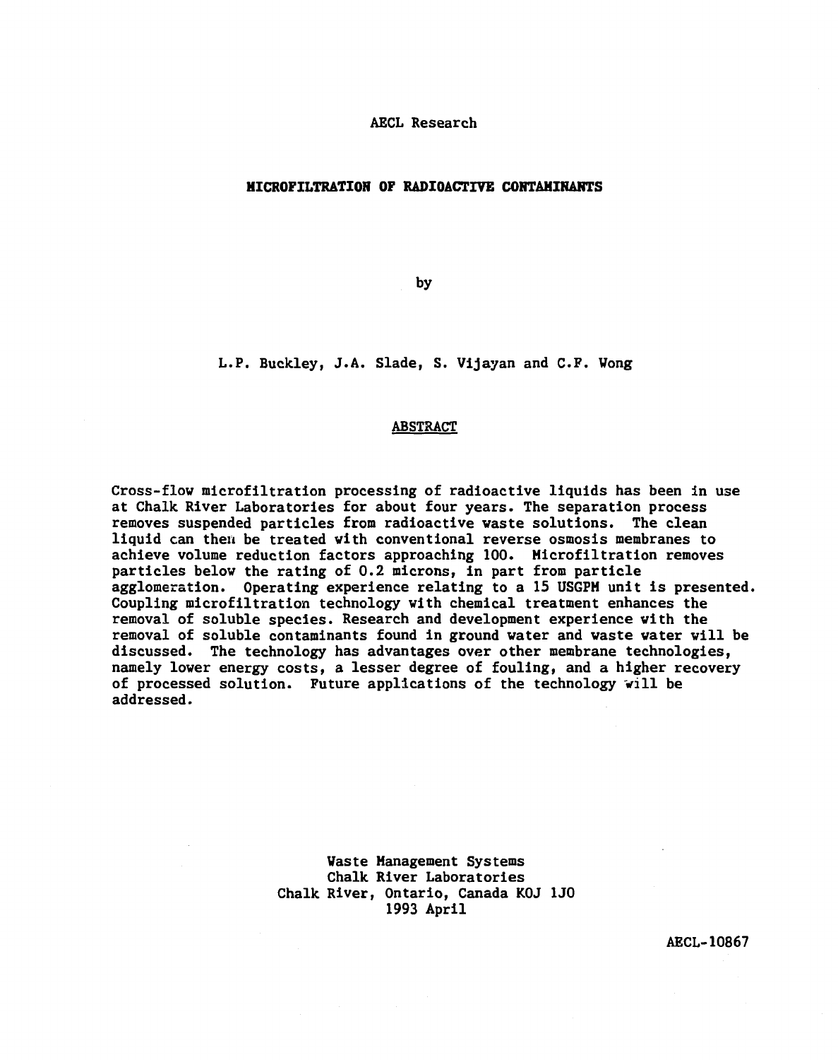AECL Research

# MICROFILTRATION OF RADIOACTIVE CONTAMINANTS

by

L.P. Buckley, J.A. Slade, S. Vijayan and C.F. Wong

## ABSTRACT

Cross-flow microfiltration processing of radioactive liquids has been in use at Chalk River Laboratories for about four years. The separation process removes suspended particles from radioactive waste solutions. The clean liquid can then be treated with conventional reverse osmosis membranes to achieve volume reduction factors approaching 100. Microfiltration removes particles below the rating of 0.2 microns, in part from particle agglomeration. Operating experience relating to a 15 USGPM unit is presented. Coupling microfiltration technology with chemical treatment enhances the removal of soluble species. Research and development experience with the removal of soluble contaminants found in ground water and waste water will be discussed. The technology has advantages over other membrane technologies, namely lower energy costs, a lesser degree of fouling, and a higher recovery of processed solution. Future applications of the technology will be addressed.

Waste Management Systems
Chalk River Laboratories
Chalk River, Ontario, Canada K0J 1J0
1993 April

AECL-10867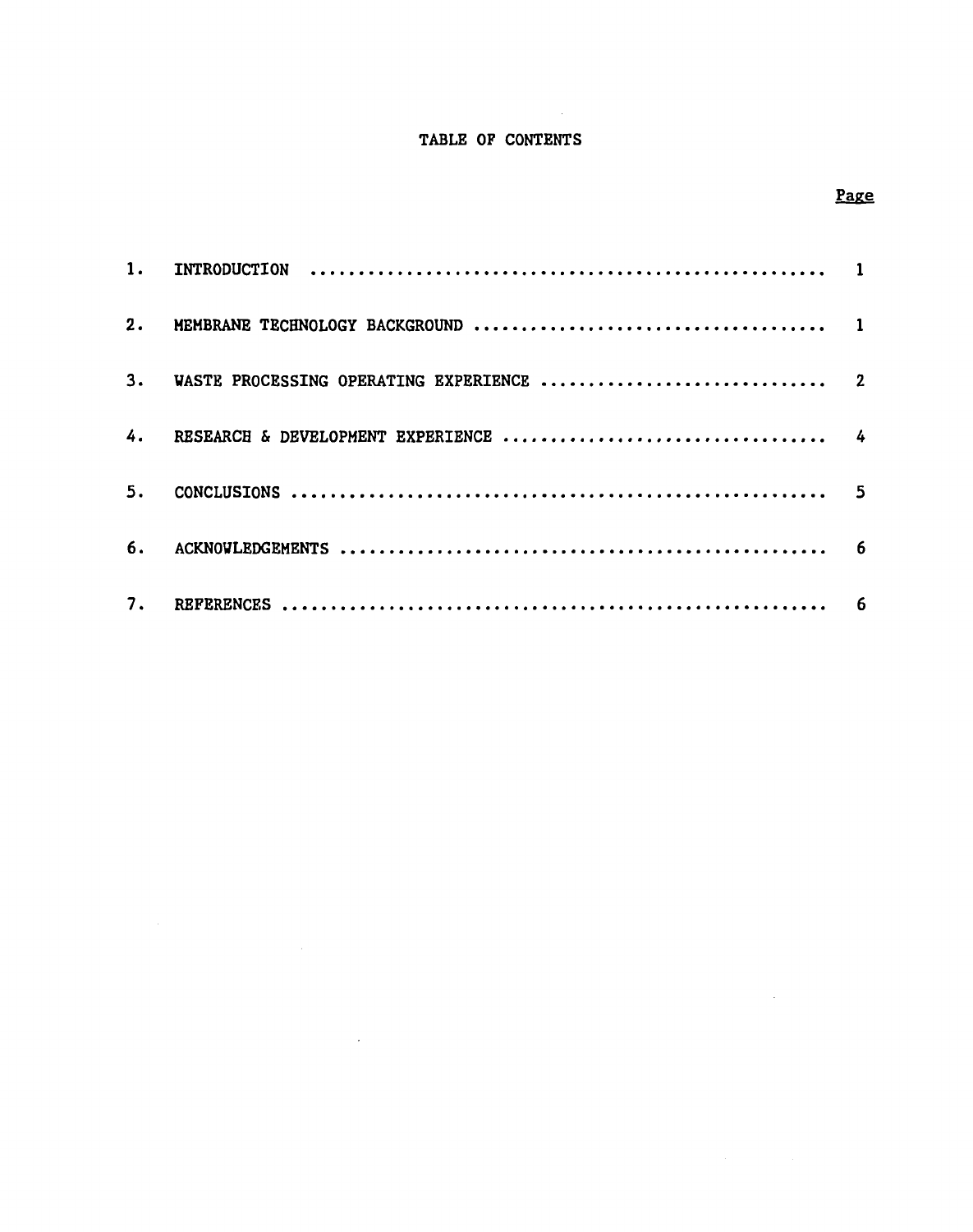# TABLE OF CONTENTS

| | | Page |
|---|---|---|
| 1. | INTRODUCTION | 1 |
| 2. | MEMBRANE TECHNOLOGY BACKGROUND | 1 |
| 3. | WASTE PROCESSING OPERATING EXPERIENCE | 2 |
| 4. | RESEARCH & DEVELOPMENT EXPERIENCE | 4 |
| 5. | CONCLUSIONS | 5 |
| 6. | ACKNOWLEDGEMENTS | 6 |
| 7. | REFERENCES | 6 |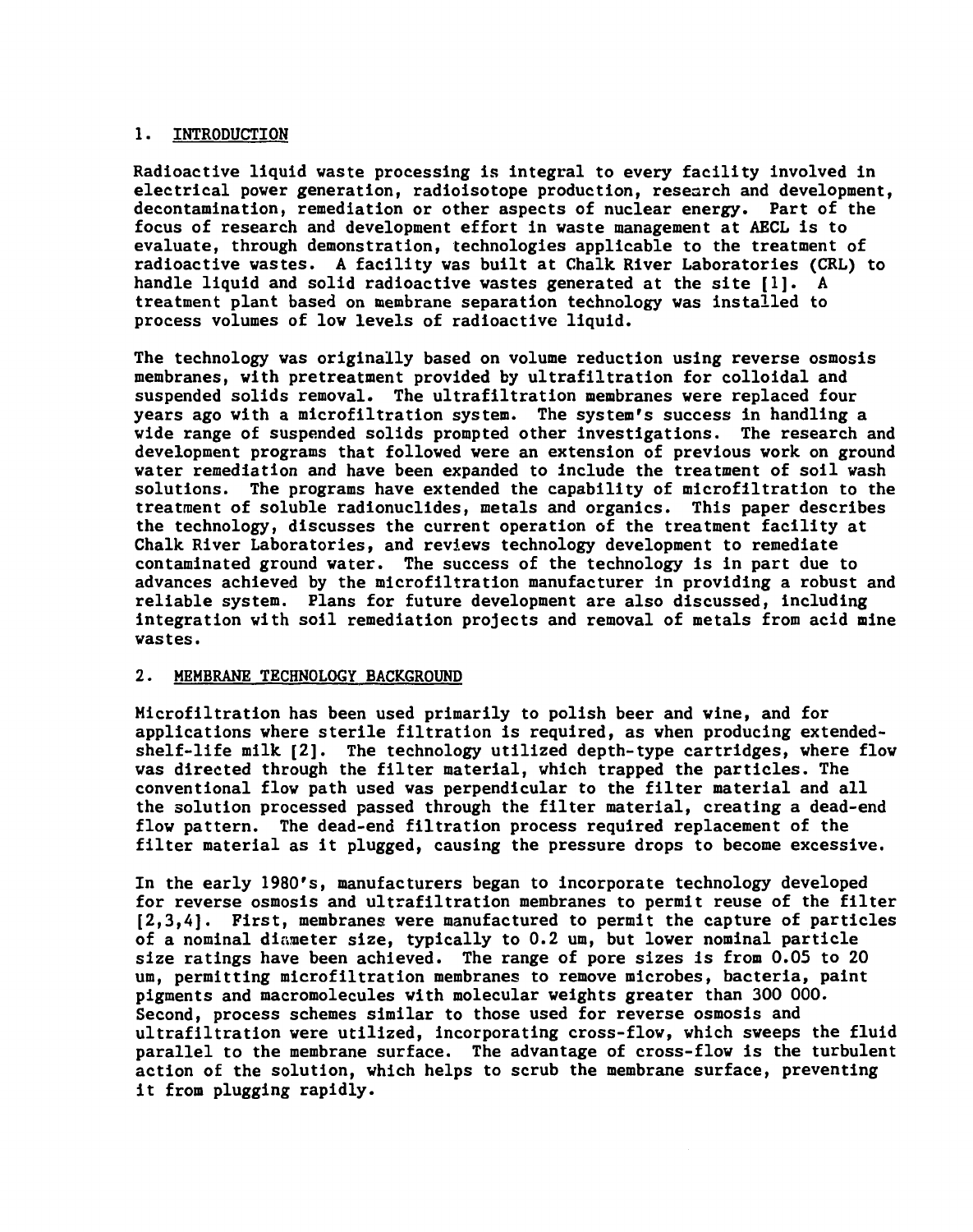## 1. INTRODUCTION

Radioactive liquid waste processing is integral to every facility involved in electrical power generation, radioisotope production, research and development, decontamination, remediation or other aspects of nuclear energy. Part of the focus of research and development effort in waste management at AECL is to evaluate, through demonstration, technologies applicable to the treatment of radioactive wastes. A facility was built at Chalk River Laboratories (CRL) to handle liquid and solid radioactive wastes generated at the site [1]. A treatment plant based on membrane separation technology was installed to process volumes of low levels of radioactive liquid.

The technology was originally based on volume reduction using reverse osmosis membranes, with pretreatment provided by ultrafiltration for colloidal and suspended solids removal. The ultrafiltration membranes were replaced four years ago with a microfiltration system. The system's success in handling a wide range of suspended solids prompted other investigations. The research and development programs that followed were an extension of previous work on ground water remediation and have been expanded to include the treatment of soil wash solutions. The programs have extended the capability of microfiltration to the treatment of soluble radionuclides, metals and organics. This paper describes the technology, discusses the current operation of the treatment facility at Chalk River Laboratories, and reviews technology development to remediate contaminated ground water. The success of the technology is in part due to advances achieved by the microfiltration manufacturer in providing a robust and reliable system. Plans for future development are also discussed, including integration with soil remediation projects and removal of metals from acid mine wastes.

## 2. MEMBRANE TECHNOLOGY BACKGROUND

Microfiltration has been used primarily to polish beer and wine, and for applications where sterile filtration is required, as when producing extended-shelf-life milk [2]. The technology utilized depth-type cartridges, where flow was directed through the filter material, which trapped the particles. The conventional flow path used was perpendicular to the filter material and all the solution processed passed through the filter material, creating a dead-end flow pattern. The dead-end filtration process required replacement of the filter material as it plugged, causing the pressure drops to become excessive.

In the early 1980's, manufacturers began to incorporate technology developed for reverse osmosis and ultrafiltration membranes to permit reuse of the filter [2,3,4]. First, membranes were manufactured to permit the capture of particles of a nominal diameter size, typically to 0.2 um, but lower nominal particle size ratings have been achieved. The range of pore sizes is from 0.05 to 20 um, permitting microfiltration membranes to remove microbes, bacteria, paint pigments and macromolecules with molecular weights greater than 300 000. Second, process schemes similar to those used for reverse osmosis and ultrafiltration were utilized, incorporating cross-flow, which sweeps the fluid parallel to the membrane surface. The advantage of cross-flow is the turbulent action of the solution, which helps to scrub the membrane surface, preventing it from plugging rapidly.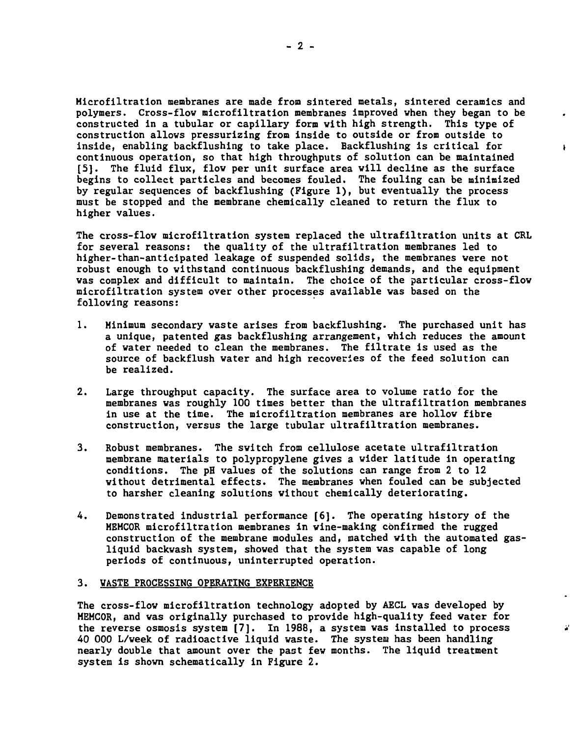Microfiltration membranes are made from sintered metals, sintered ceramics and polymers. Cross-flow microfiltration membranes improved when they began to be constructed in a tubular or capillary form with high strength. This type of construction allows pressurizing from inside to outside or from outside to inside, enabling backflushing to take place. Backflushing is critical for continuous operation, so that high throughputs of solution can be maintained [5]. The fluid flux, flow per unit surface area will decline as the surface begins to collect particles and becomes fouled. The fouling can be minimized by regular sequences of backflushing (Figure 1), but eventually the process must be stopped and the membrane chemically cleaned to return the flux to higher values.

The cross-flow microfiltration system replaced the ultrafiltration units at CRL for several reasons: the quality of the ultrafiltration membranes led to higher-than-anticipated leakage of suspended solids, the membranes were not robust enough to withstand continuous backflushing demands, and the equipment was complex and difficult to maintain. The choice of the particular cross-flow microfiltration system over other processes available was based on the following reasons:

1. Minimum secondary waste arises from backflushing. The purchased unit has a unique, patented gas backflushing arrangement, which reduces the amount of water needed to clean the membranes. The filtrate is used as the source of backflush water and high recoveries of the feed solution can be realized.

2. Large throughput capacity. The surface area to volume ratio for the membranes was roughly 100 times better than the ultrafiltration membranes in use at the time. The microfiltration membranes are hollow fibre construction, versus the large tubular ultrafiltration membranes.

3. Robust membranes. The switch from cellulose acetate ultrafiltration membrane materials to polypropylene gives a wider latitude in operating conditions. The pH values of the solutions can range from 2 to 12 without detrimental effects. The membranes when fouled can be subjected to harsher cleaning solutions without chemically deteriorating.

4. Demonstrated industrial performance [6]. The operating history of the MEMCOR microfiltration membranes in wine-making confirmed the rugged construction of the membrane modules and, matched with the automated gas-liquid backwash system, showed that the system was capable of long periods of continuous, uninterrupted operation.

## 3. WASTE PROCESSING OPERATING EXPERIENCE

The cross-flow microfiltration technology adopted by AECL was developed by MEMCOR, and was originally purchased to provide high-quality feed water for the reverse osmosis system [7]. In 1988, a system was installed to process 40 000 L/week of radioactive liquid waste. The system has been handling nearly double that amount over the past few months. The liquid treatment system is shown schematically in Figure 2.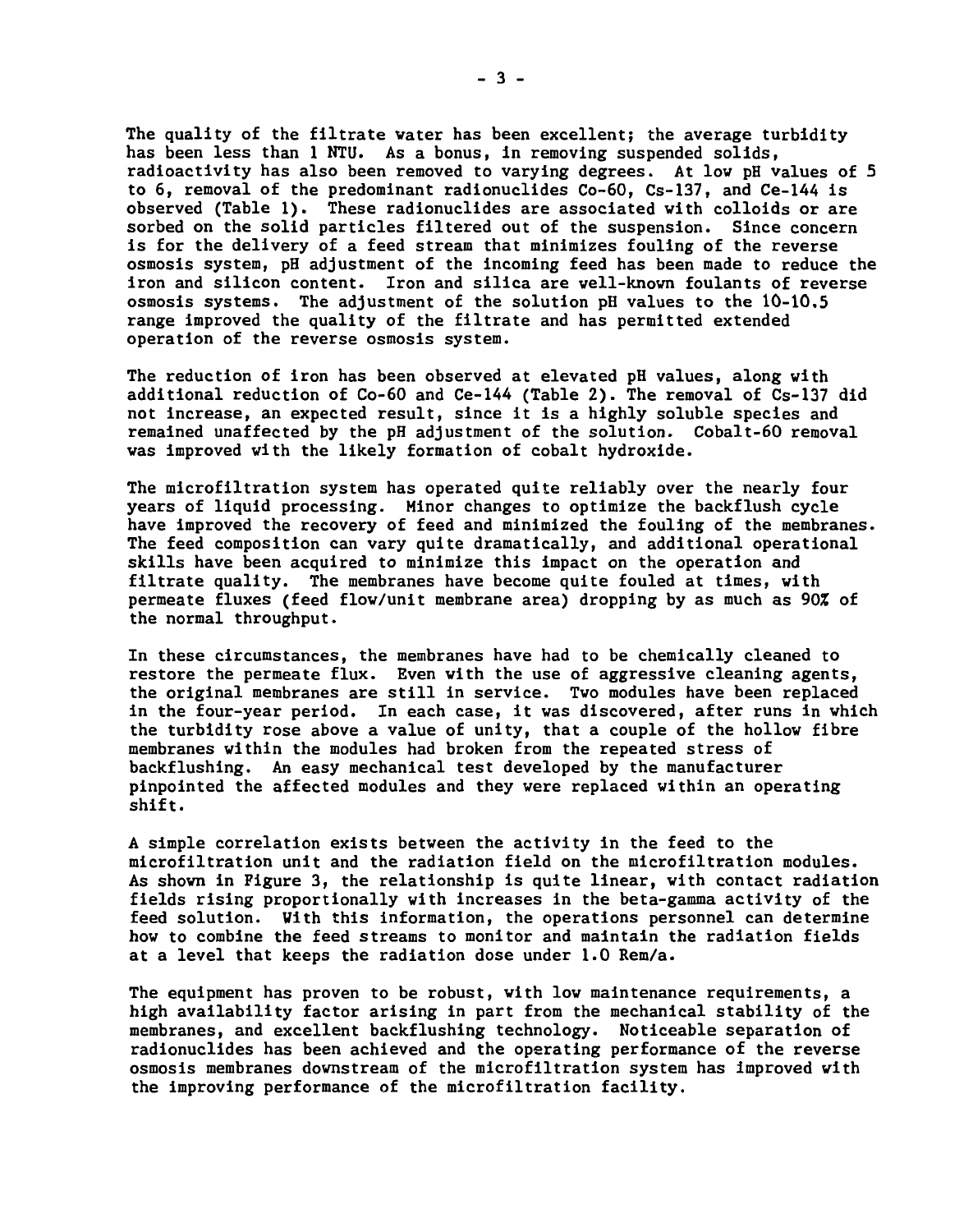The quality of the filtrate water has been excellent; the average turbidity has been less than 1 NTU. As a bonus, in removing suspended solids, radioactivity has also been removed to varying degrees. At low pH values of 5 to 6, removal of the predominant radionuclides Co-60, Cs-137, and Ce-144 is observed (Table 1). These radionuclides are associated with colloids or are sorbed on the solid particles filtered out of the suspension. Since concern is for the delivery of a feed stream that minimizes fouling of the reverse osmosis system, pH adjustment of the incoming feed has been made to reduce the iron and silicon content. Iron and silica are well-known foulants of reverse osmosis systems. The adjustment of the solution pH values to the 10-10.5 range improved the quality of the filtrate and has permitted extended operation of the reverse osmosis system.

The reduction of iron has been observed at elevated pH values, along with additional reduction of Co-60 and Ce-144 (Table 2). The removal of Cs-137 did not increase, an expected result, since it is a highly soluble species and remained unaffected by the pH adjustment of the solution. Cobalt-60 removal was improved with the likely formation of cobalt hydroxide.

The microfiltration system has operated quite reliably over the nearly four years of liquid processing. Minor changes to optimize the backflush cycle have improved the recovery of feed and minimized the fouling of the membranes. The feed composition can vary quite dramatically, and additional operational skills have been acquired to minimize this impact on the operation and filtrate quality. The membranes have become quite fouled at times, with permeate fluxes (feed flow/unit membrane area) dropping by as much as 90% of the normal throughput.

In these circumstances, the membranes have had to be chemically cleaned to restore the permeate flux. Even with the use of aggressive cleaning agents, the original membranes are still in service. Two modules have been replaced in the four-year period. In each case, it was discovered, after runs in which the turbidity rose above a value of unity, that a couple of the hollow fibre membranes within the modules had broken from the repeated stress of backflushing. An easy mechanical test developed by the manufacturer pinpointed the affected modules and they were replaced within an operating shift.

A simple correlation exists between the activity in the feed to the microfiltration unit and the radiation field on the microfiltration modules. As shown in Figure 3, the relationship is quite linear, with contact radiation fields rising proportionally with increases in the beta-gamma activity of the feed solution. With this information, the operations personnel can determine how to combine the feed streams to monitor and maintain the radiation fields at a level that keeps the radiation dose under 1.0 Rem/a.

The equipment has proven to be robust, with low maintenance requirements, a high availability factor arising in part from the mechanical stability of the membranes, and excellent backflushing technology. Noticeable separation of radionuclides has been achieved and the operating performance of the reverse osmosis membranes downstream of the microfiltration system has improved with the improving performance of the microfiltration facility.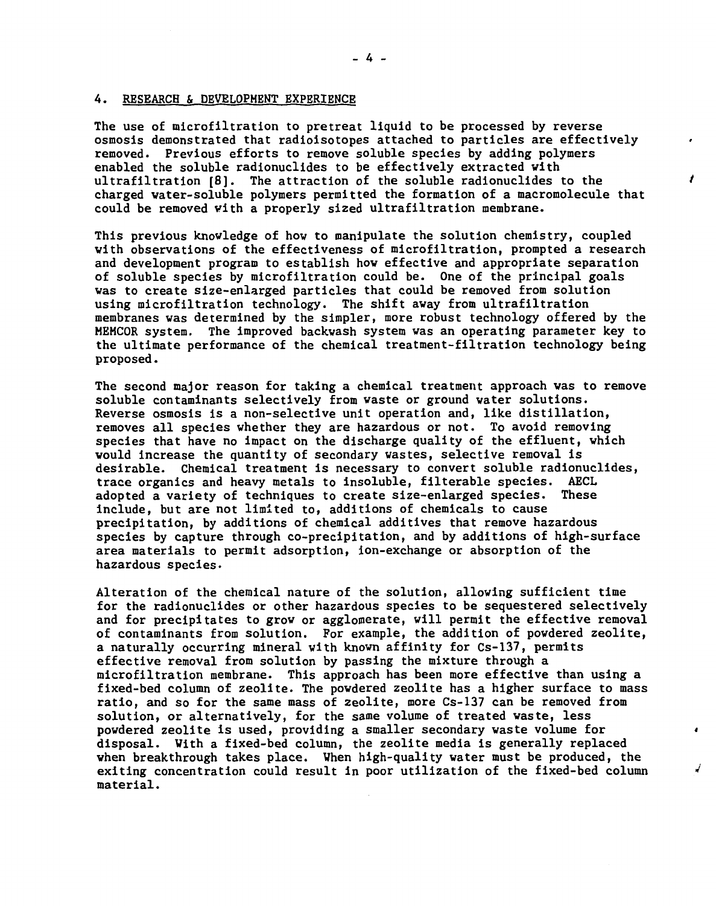## 4. RESEARCH & DEVELOPMENT EXPERIENCE

The use of microfiltration to pretreat liquid to be processed by reverse osmosis demonstrated that radioisotopes attached to particles are effectively removed. Previous efforts to remove soluble species by adding polymers enabled the soluble radionuclides to be effectively extracted with ultrafiltration [8]. The attraction of the soluble radionuclides to the charged water-soluble polymers permitted the formation of a macromolecule that could be removed with a properly sized ultrafiltration membrane.

This previous knowledge of how to manipulate the solution chemistry, coupled with observations of the effectiveness of microfiltration, prompted a research and development program to establish how effective and appropriate separation of soluble species by microfiltration could be. One of the principal goals was to create size-enlarged particles that could be removed from solution using microfiltration technology. The shift away from ultrafiltration membranes was determined by the simpler, more robust technology offered by the MEMCOR system. The improved backwash system was an operating parameter key to the ultimate performance of the chemical treatment-filtration technology being proposed.

The second major reason for taking a chemical treatment approach was to remove soluble contaminants selectively from waste or ground water solutions. Reverse osmosis is a non-selective unit operation and, like distillation, removes all species whether they are hazardous or not. To avoid removing species that have no impact on the discharge quality of the effluent, which would increase the quantity of secondary wastes, selective removal is desirable. Chemical treatment is necessary to convert soluble radionuclides, trace organics and heavy metals to insoluble, filterable species. AECL adopted a variety of techniques to create size-enlarged species. These include, but are not limited to, additions of chemicals to cause precipitation, by additions of chemical additives that remove hazardous species by capture through co-precipitation, and by additions of high-surface area materials to permit adsorption, ion-exchange or absorption of the hazardous species.

Alteration of the chemical nature of the solution, allowing sufficient time for the radionuclides or other hazardous species to be sequestered selectively and for precipitates to grow or agglomerate, will permit the effective removal of contaminants from solution. For example, the addition of powdered zeolite, a naturally occurring mineral with known affinity for Cs-137, permits effective removal from solution by passing the mixture through a microfiltration membrane. This approach has been more effective than using a fixed-bed column of zeolite. The powdered zeolite has a higher surface to mass ratio, and so for the same mass of zeolite, more Cs-137 can be removed from solution, or alternatively, for the same volume of treated waste, less powdered zeolite is used, providing a smaller secondary waste volume for disposal. With a fixed-bed column, the zeolite media is generally replaced when breakthrough takes place. When high-quality water must be produced, the exiting concentration could result in poor utilization of the fixed-bed column material.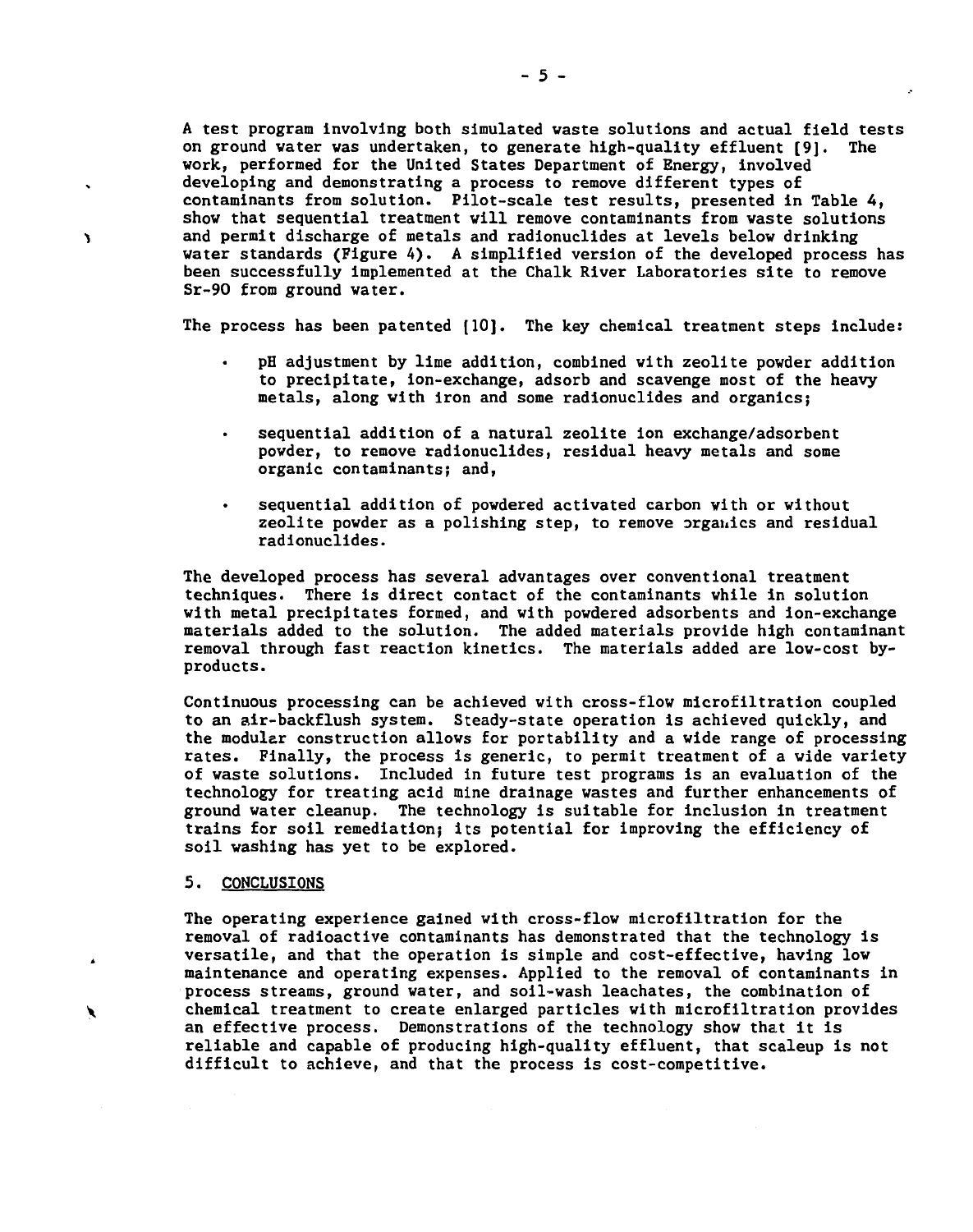A test program involving both simulated waste solutions and actual field tests on ground water was undertaken, to generate high-quality effluent [9]. The work, performed for the United States Department of Energy, involved developing and demonstrating a process to remove different types of contaminants from solution. Pilot-scale test results, presented in Table 4, show that sequential treatment will remove contaminants from waste solutions and permit discharge of metals and radionuclides at levels below drinking water standards (Figure 4). A simplified version of the developed process has been successfully implemented at the Chalk River Laboratories site to remove Sr-90 from ground water.

The process has been patented [10]. The key chemical treatment steps include:

- pH adjustment by lime addition, combined with zeolite powder addition to precipitate, ion-exchange, adsorb and scavenge most of the heavy metals, along with iron and some radionuclides and organics;
- sequential addition of a natural zeolite ion exchange/adsorbent powder, to remove radionuclides, residual heavy metals and some organic contaminants; and,
- sequential addition of powdered activated carbon with or without zeolite powder as a polishing step, to remove organics and residual radionuclides.

The developed process has several advantages over conventional treatment techniques. There is direct contact of the contaminants while in solution with metal precipitates formed, and with powdered adsorbents and ion-exchange materials added to the solution. The added materials provide high contaminant removal through fast reaction kinetics. The materials added are low-cost by-products.

Continuous processing can be achieved with cross-flow microfiltration coupled to an air-backflush system. Steady-state operation is achieved quickly, and the modular construction allows for portability and a wide range of processing rates. Finally, the process is generic, to permit treatment of a wide variety of waste solutions. Included in future test programs is an evaluation of the technology for treating acid mine drainage wastes and further enhancements of ground water cleanup. The technology is suitable for inclusion in treatment trains for soil remediation; its potential for improving the efficiency of soil washing has yet to be explored.

## 5. CONCLUSIONS

The operating experience gained with cross-flow microfiltration for the removal of radioactive contaminants has demonstrated that the technology is versatile, and that the operation is simple and cost-effective, having low maintenance and operating expenses. Applied to the removal of contaminants in process streams, ground water, and soil-wash leachates, the combination of chemical treatment to create enlarged particles with microfiltration provides an effective process. Demonstrations of the technology show that it is reliable and capable of producing high-quality effluent, that scaleup is not difficult to achieve, and that the process is cost-competitive.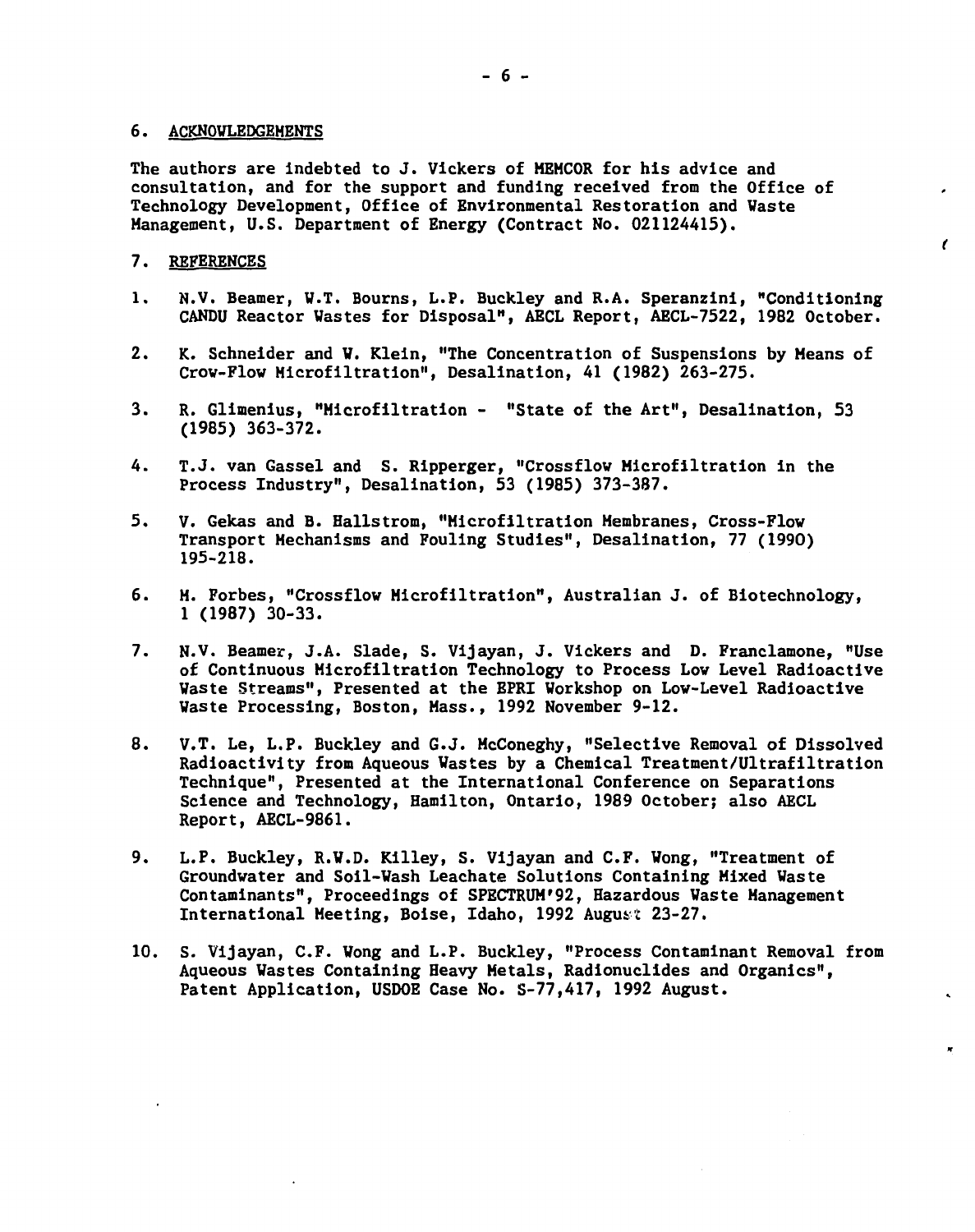## 6. ACKNOWLEDGEMENTS

The authors are indebted to J. Vickers of MEMCOR for his advice and consultation, and for the support and funding received from the Office of Technology Development, Office of Environmental Restoration and Waste Management, U.S. Department of Energy (Contract No. 021124415).

## 7. REFERENCES

1. N.V. Beamer, W.T. Bourns, L.P. Buckley and R.A. Speranzini, "Conditioning CANDU Reactor Wastes for Disposal", AECL Report, AECL-7522, 1982 October.

2. K. Schneider and W. Klein, "The Concentration of Suspensions by Means of Crow-Flow Microfiltration", Desalination, 41 (1982) 263-275.

3. R. Glimenius, "Microfiltration - "State of the Art", Desalination, 53 (1985) 363-372.

4. T.J. van Gassel and S. Ripperger, "Crossflow Microfiltration in the Process Industry", Desalination, 53 (1985) 373-387.

5. V. Gekas and B. Hallstrom, "Microfiltration Membranes, Cross-Flow Transport Mechanisms and Fouling Studies", Desalination, 77 (1990) 195-218.

6. M. Forbes, "Crossflow Microfiltration", Australian J. of Biotechnology, 1 (1987) 30-33.

7. N.V. Beamer, J.A. Slade, S. Vijayan, J. Vickers and D. Franciamone, "Use of Continuous Microfiltration Technology to Process Low Level Radioactive Waste Streams", Presented at the EPRI Workshop on Low-Level Radioactive Waste Processing, Boston, Mass., 1992 November 9-12.

8. V.T. Le, L.P. Buckley and G.J. McConeghy, "Selective Removal of Dissolved Radioactivity from Aqueous Wastes by a Chemical Treatment/Ultrafiltration Technique", Presented at the International Conference on Separations Science and Technology, Hamilton, Ontario, 1989 October; also AECL Report, AECL-9861.

9. L.P. Buckley, R.W.D. Killey, S. Vijayan and C.F. Wong, "Treatment of Groundwater and Soil-Wash Leachate Solutions Containing Mixed Waste Contaminants", Proceedings of SPECTRUM'92, Hazardous Waste Management International Meeting, Boise, Idaho, 1992 August 23-27.

10. S. Vijayan, C.F. Wong and L.P. Buckley, "Process Contaminant Removal from Aqueous Wastes Containing Heavy Metals, Radionuclides and Organics", Patent Application, USDOE Case No. S-77,417, 1992 August.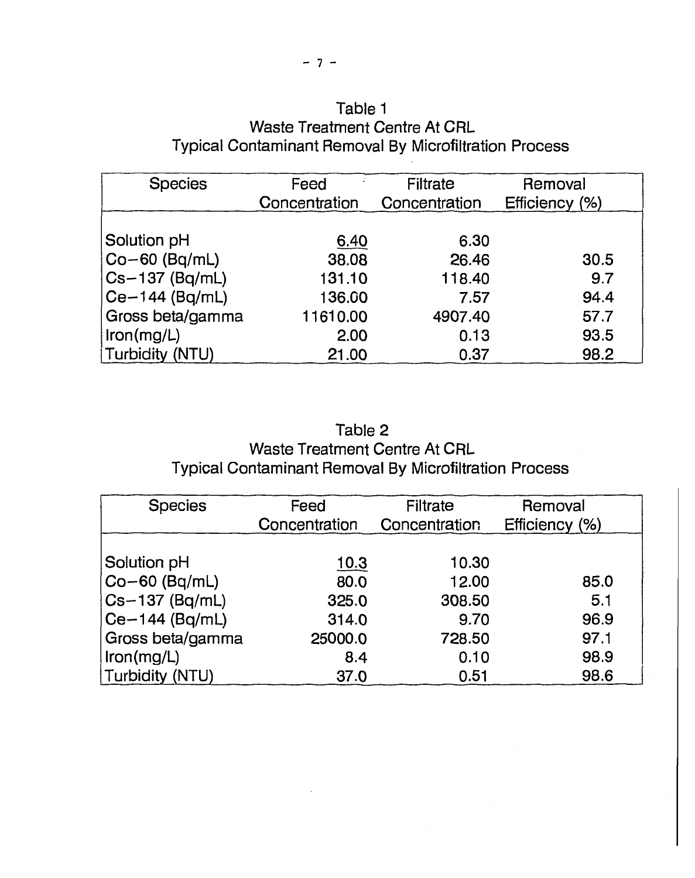Table 1
Waste Treatment Centre At CRL
Typical Contaminant Removal By Microfiltration Process

| Species | Feed Concentration | Filtrate Concentration | Removal Efficiency (%) |
|---|---|---|---|
| Solution pH | 6.40 | 6.30 | |
| Co−60 (Bq/mL) | 38.08 | 26.46 | 30.5 |
| Cs−137 (Bq/mL) | 131.10 | 118.40 | 9.7 |
| Ce−144 (Bq/mL) | 136.00 | 7.57 | 94.4 |
| Gross beta/gamma | 11610.00 | 4907.40 | 57.7 |
| Iron(mg/L) | 2.00 | 0.13 | 93.5 |
| Turbidity (NTU) | 21.00 | 0.37 | 98.2 |

Table 2
Waste Treatment Centre At CRL
Typical Contaminant Removal By Microfiltration Process

| Species | Feed Concentration | Filtrate Concentration | Removal Efficiency (%) |
|---|---|---|---|
| Solution pH | 10.3 | 10.30 | |
| Co−60 (Bq/mL) | 80.0 | 12.00 | 85.0 |
| Cs−137 (Bq/mL) | 325.0 | 308.50 | 5.1 |
| Ce−144 (Bq/mL) | 314.0 | 9.70 | 96.9 |
| Gross beta/gamma | 25000.0 | 728.50 | 97.1 |
| Iron(mg/L) | 8.4 | 0.10 | 98.9 |
| Turbidity (NTU) | 37.0 | 0.51 | 98.6 |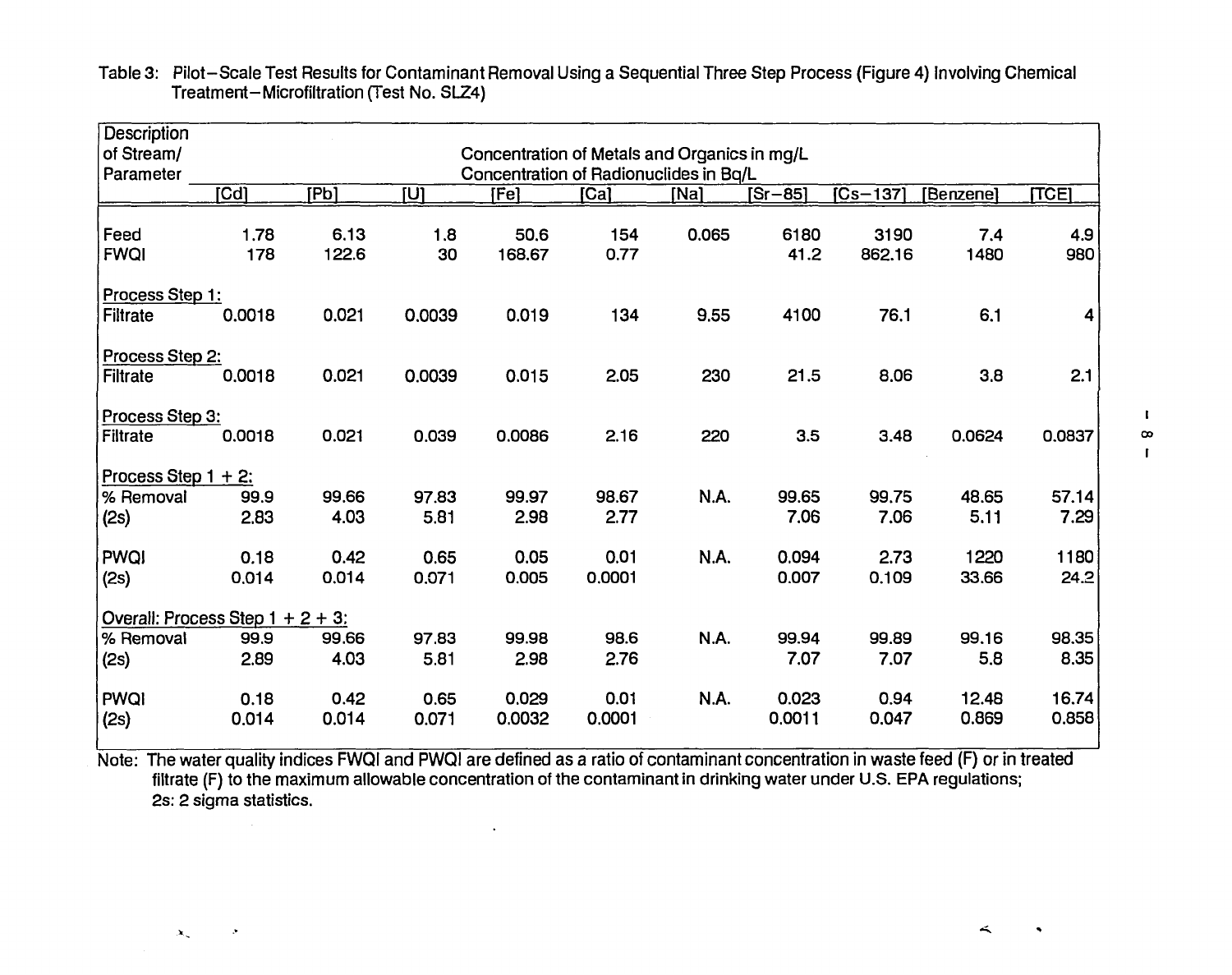Table 3: Pilot-Scale Test Results for Contaminant Removal Using a Sequential Three Step Process (Figure 4) Involving Chemical Treatment-Microfiltration (Test No. SLZ4)

| Description of Stream/ Parameter | Concentration of Metals and Organics in mg/L Concentration of Radionuclides in Bq/L | | | | | | | | | |
|---|---|---|---|---|---|---|---|---|---|---|
| | [Cd] | [Pb] | [U] | [Fe] | [Ca] | [Na] | [Sr-85] | [Cs-137] | [Benzene] | [TCE] |
| Feed | 1.78 | 6.13 | 1.8 | 50.6 | 154 | 0.065 | 6180 | 3190 | 7.4 | 4.9 |
| FWQI | 178 | 122.6 | 30 | 168.67 | 0.77 | | 41.2 | 862.16 | 1480 | 980 |
| Process Step 1: | | | | | | | | | | |
| Filtrate | 0.0018 | 0.021 | 0.0039 | 0.019 | 134 | 9.55 | 4100 | 76.1 | 6.1 | 4 |
| Process Step 2: | | | | | | | | | | |
| Filtrate | 0.0018 | 0.021 | 0.0039 | 0.015 | 2.05 | 230 | 21.5 | 8.06 | 3.8 | 2.1 |
| Process Step 3: | | | | | | | | | | |
| Filtrate | 0.0018 | 0.021 | 0.039 | 0.0086 | 2.16 | 220 | 3.5 | 3.48 | 0.0624 | 0.0837 |
| Process Step 1 + 2: | | | | | | | | | | |
| % Removal | 99.9 | 99.66 | 97.83 | 99.97 | 98.67 | N.A. | 99.65 | 99.75 | 48.65 | 57.14 |
| (2s) | 2.83 | 4.03 | 5.81 | 2.98 | 2.77 | | 7.06 | 7.06 | 5.11 | 7.29 |
| PWQI | 0.18 | 0.42 | 0.65 | 0.05 | 0.01 | N.A. | 0.094 | 2.73 | 1220 | 1180 |
| (2s) | 0.014 | 0.014 | 0.071 | 0.005 | 0.0001 | | 0.007 | 0.109 | 33.66 | 24.2 |
| Overall: Process Step 1 + 2 + 3: | | | | | | | | | | |
| % Removal | 99.9 | 99.66 | 97.83 | 99.98 | 98.6 | N.A. | 99.94 | 99.89 | 99.16 | 98.35 |
| (2s) | 2.89 | 4.03 | 5.81 | 2.98 | 2.76 | | 7.07 | 7.07 | 5.8 | 8.35 |
| PWQI | 0.18 | 0.42 | 0.65 | 0.029 | 0.01 | N.A. | 0.023 | 0.94 | 12.48 | 16.74 |
| (2s) | 0.014 | 0.014 | 0.071 | 0.0032 | 0.0001 | | 0.0011 | 0.047 | 0.869 | 0.858 |

Note: The water quality indices FWQI and PWQI are defined as a ratio of contaminant concentration in waste feed (F) or in treated filtrate (F) to the maximum allowable concentration of the contaminant in drinking water under U.S. EPA regulations; 2s: 2 sigma statistics.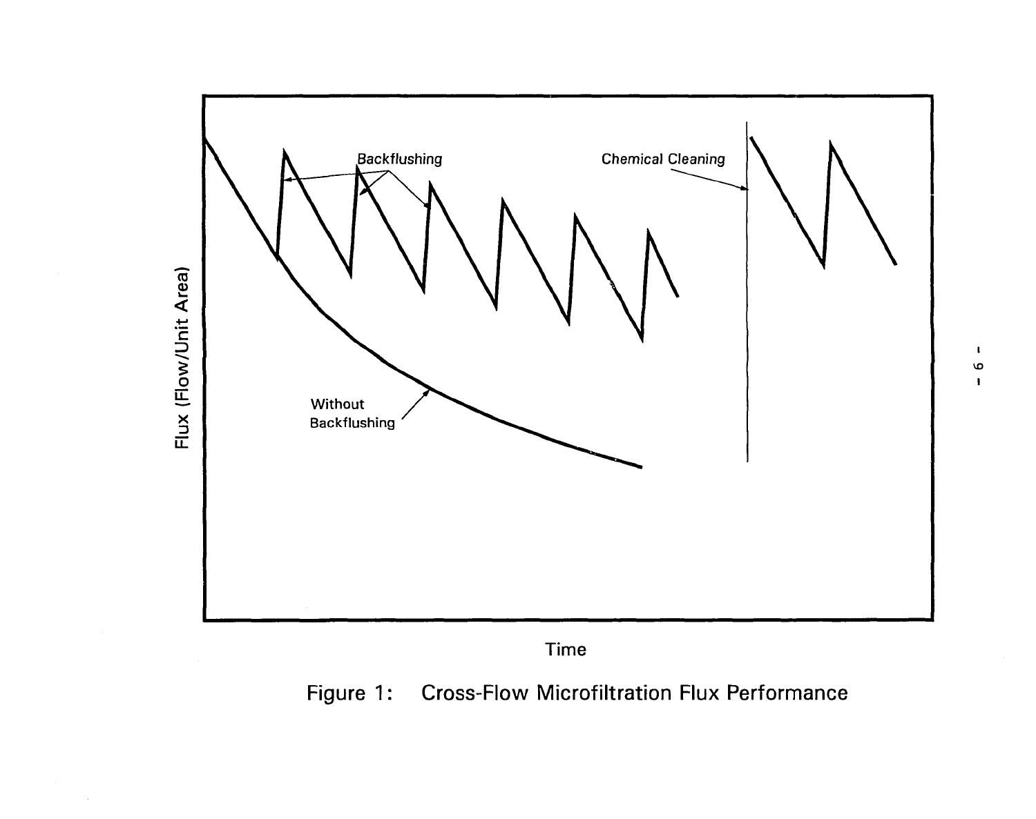Figure 1: Cross-Flow Microfiltration Flux Performance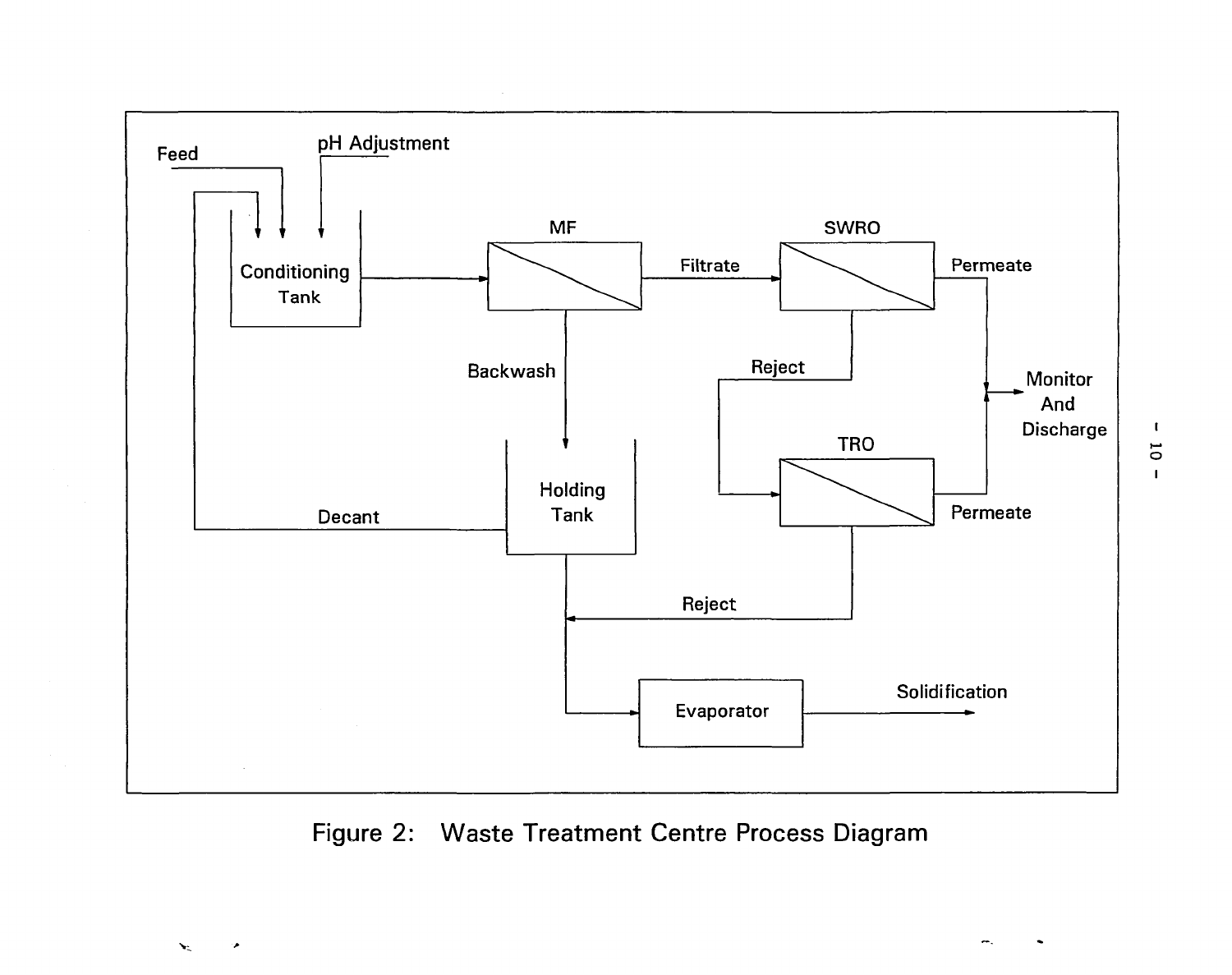Figure 2: Waste Treatment Centre Process Diagram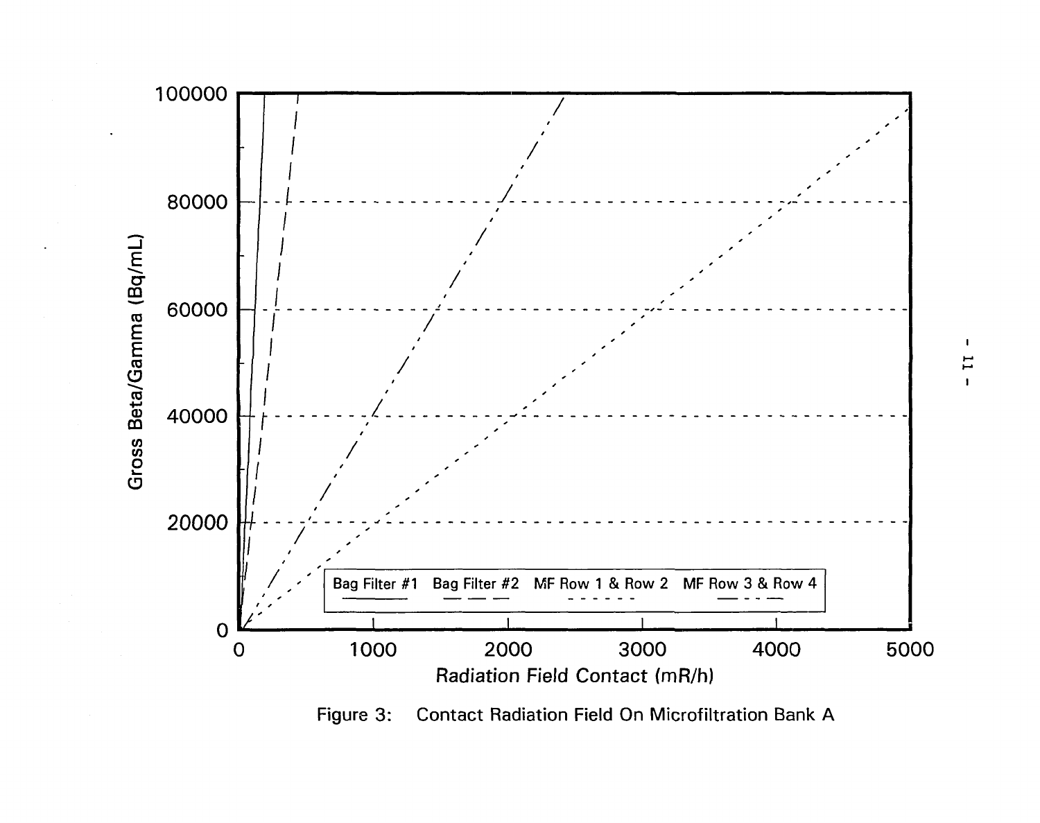Figure 3: Contact Radiation Field On Microfiltration Bank A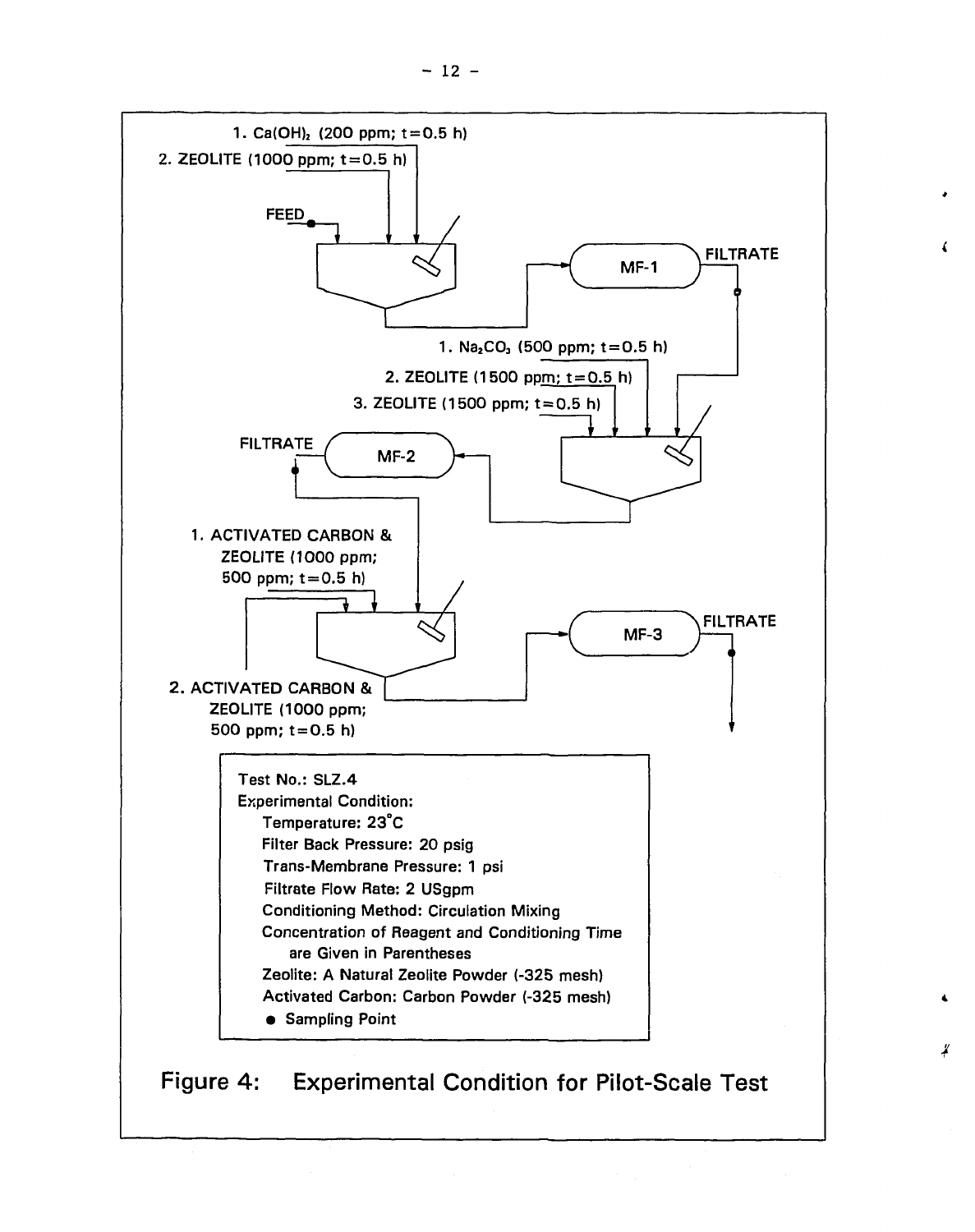1. $Ca(OH)_2$ (200 ppm; t=0.5 h)
2. ZEOLITE (1000 ppm; t=0.5 h)

FEED

MF-1

FILTRATE

1. $Na_2CO_3$ (500 ppm; t=0.5 h)
2. ZEOLITE (1500 ppm; t=0.5 h)
3. ZEOLITE (1500 ppm; t=0.5 h)

FILTRATE

MF-2

1. ACTIVATED CARBON & ZEOLITE (1000 ppm; 500 ppm; t=0.5 h)

MF-3

FILTRATE

2. ACTIVATED CARBON & ZEOLITE (1000 ppm; 500 ppm; t=0.5 h)

Test No.: SLZ.4
Experimental Condition:
- Temperature: 23°C
- Filter Back Pressure: 20 psig
- Trans-Membrane Pressure: 1 psi
- Filtrate Flow Rate: 2 USgpm
- Conditioning Method: Circulation Mixing
- Concentration of Reagent and Conditioning Time are Given in Parentheses
- Zeolite: A Natural Zeolite Powder (-325 mesh)
- Activated Carbon: Carbon Powder (-325 mesh)
- ● Sampling Point

Figure 4: Experimental Condition for Pilot-Scale Test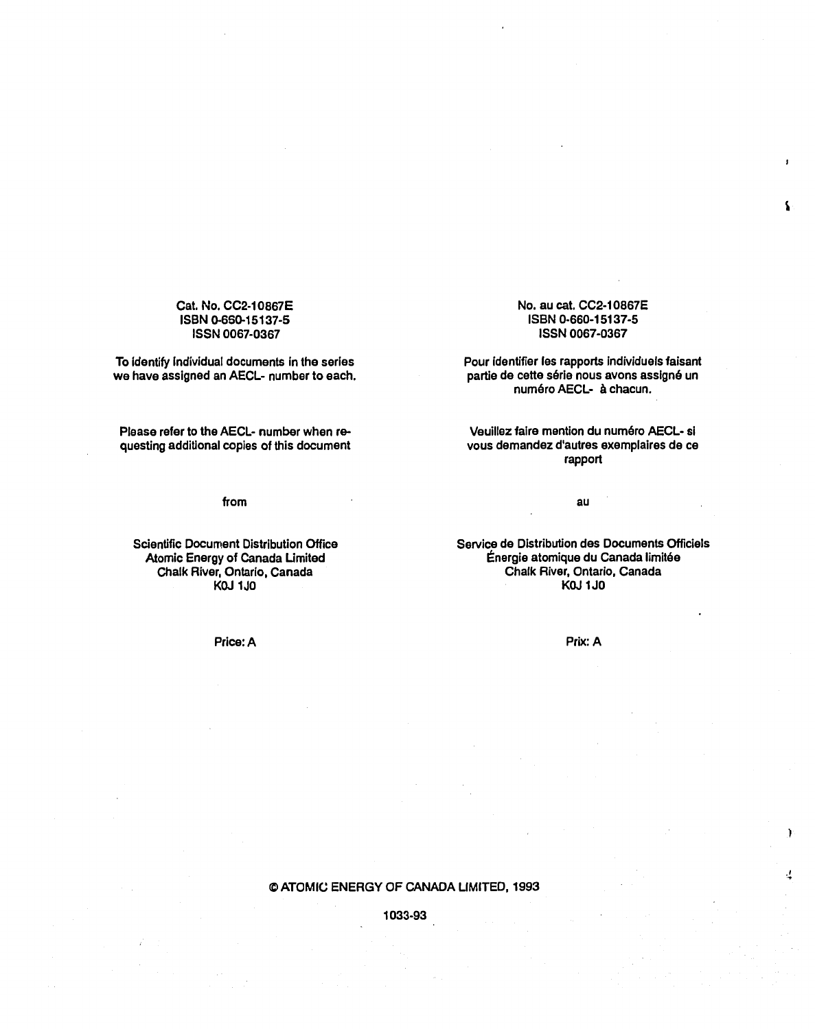Cat. No. CC2-10867E
ISBN 0-660-15137-5
ISSN 0067-0367

To identify individual documents in the series we have assigned an AECL- number to each.

Please refer to the AECL- number when requesting additional copies of this document

from

Scientific Document Distribution Office
Atomic Energy of Canada Limited
Chalk River, Ontario, Canada
K0J 1J0

Price: A

No. au cat. CC2-10867E
ISBN 0-660-15137-5
ISSN 0067-0367

Pour identifier les rapports individuels faisant partie de cette série nous avons assigné un numéro AECL- à chacun.

Veuillez faire mention du numéro AECL- si vous demandez d'autres exemplaires de ce rapport

au

Service de Distribution des Documents Officiels
Énergie atomique du Canada limitée
Chalk River, Ontario, Canada
K0J 1J0

Prix: A

© ATOMIC ENERGY OF CANADA LIMITED, 1993

1033-93